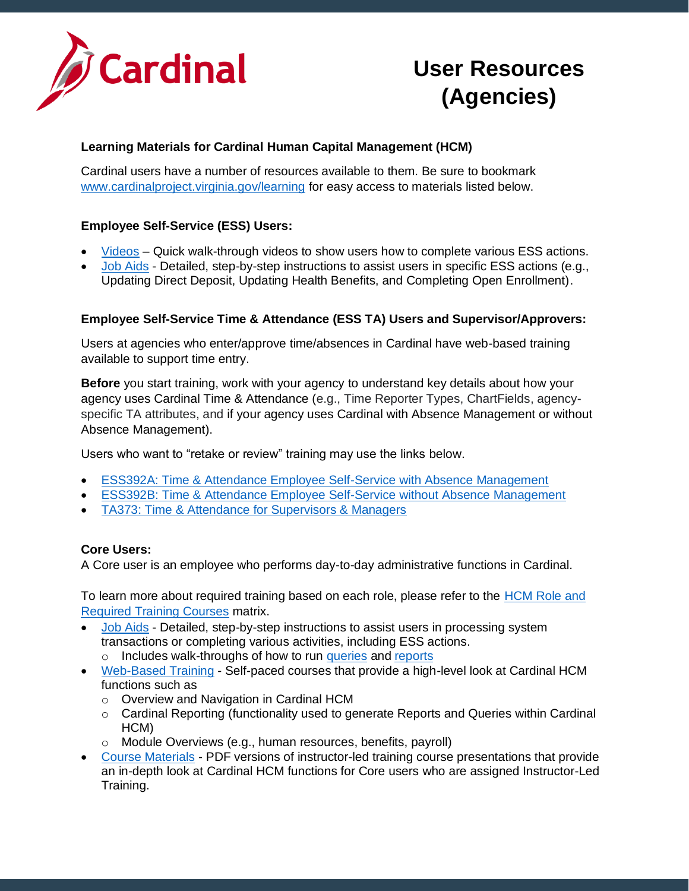# User Resources (Agencies)

**Learning Materials for Cardinal Human Capital Management (HCM)**

Cardinal users have a number of resources available to them. Be sure to bookmark www.cardinalproject.virginia.gov/learning for easy access to materials listed below.

**Employee Self-Service (ESS) Users:**

- Videos – Quick walk-through videos to show users how to complete various ESS actions.
- Job Aids - Detailed, step-by-step instructions to assist users in specific ESS actions (e.g., Updating Direct Deposit, Updating Health Benefits, and Completing Open Enrollment).

**Employee Self-Service Time & Attendance (ESS TA) Users and Supervisor/Approvers:**

Users at agencies who enter/approve time/absences in Cardinal have web-based training available to support time entry.

**Before** you start training, work with your agency to understand key details about how your agency uses Cardinal Time & Attendance (e.g., Time Reporter Types, ChartFields, agency-specific TA attributes, and if your agency uses Cardinal with Absence Management or without Absence Management).

Users who want to "retake or review" training may use the links below.

- ESS392A: Time & Attendance Employee Self-Service with Absence Management
- ESS392B: Time & Attendance Employee Self-Service without Absence Management
- TA373: Time & Attendance for Supervisors & Managers

**Core Users:**
A Core user is an employee who performs day-to-day administrative functions in Cardinal.

To learn more about required training based on each role, please refer to the HCM Role and Required Training Courses matrix.

- Job Aids - Detailed, step-by-step instructions to assist users in processing system transactions or completing various activities, including ESS actions.
  - Includes walk-throughs of how to run queries and reports
- Web-Based Training - Self-paced courses that provide a high-level look at Cardinal HCM functions such as
  - Overview and Navigation in Cardinal HCM
  - Cardinal Reporting (functionality used to generate Reports and Queries within Cardinal HCM)
  - Module Overviews (e.g., human resources, benefits, payroll)
- Course Materials - PDF versions of instructor-led training course presentations that provide an in-depth look at Cardinal HCM functions for Core users who are assigned Instructor-Led Training.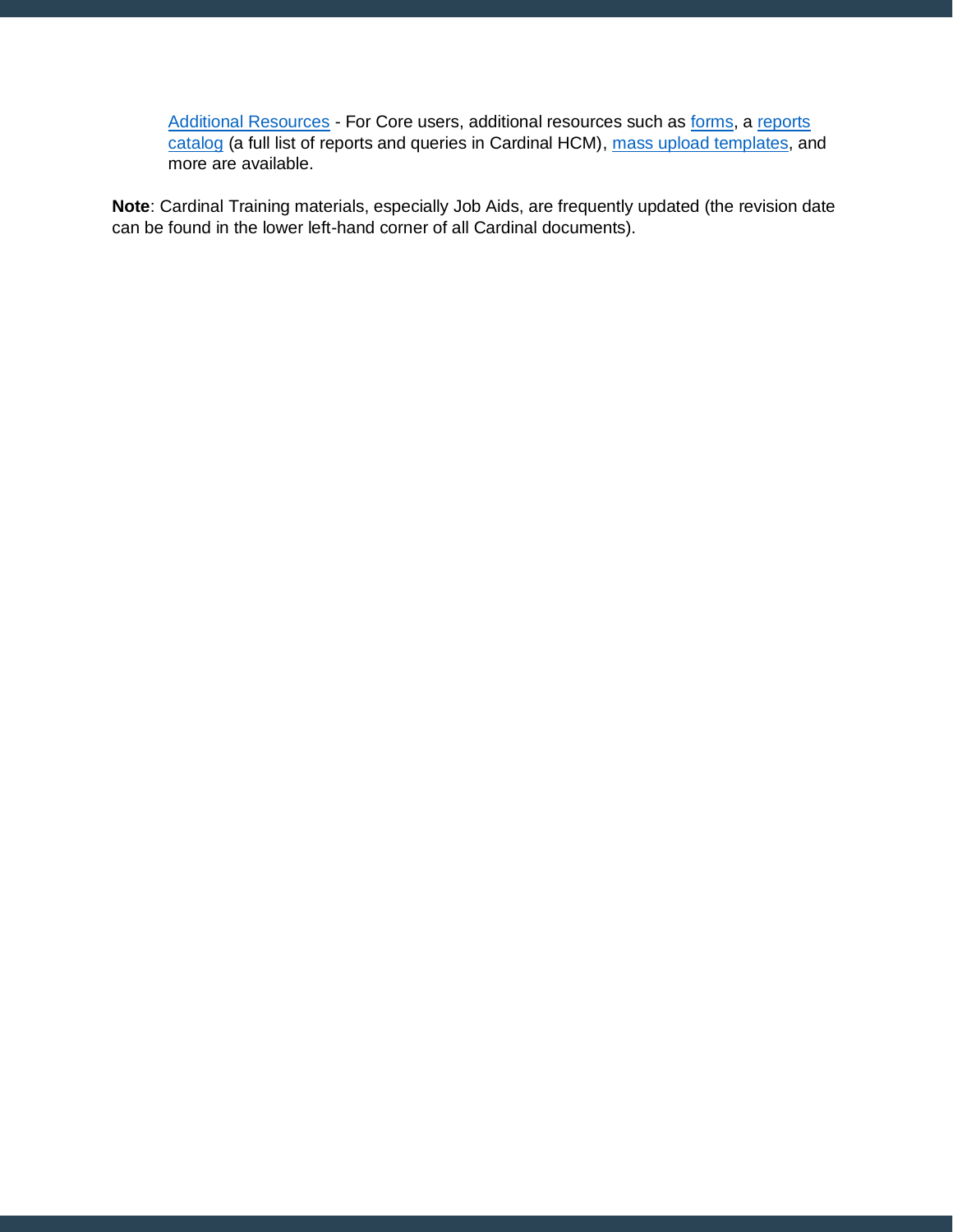Additional Resources - For Core users, additional resources such as forms, a reports catalog (a full list of reports and queries in Cardinal HCM), mass upload templates, and more are available.

**Note**: Cardinal Training materials, especially Job Aids, are frequently updated (the revision date can be found in the lower left-hand corner of all Cardinal documents).